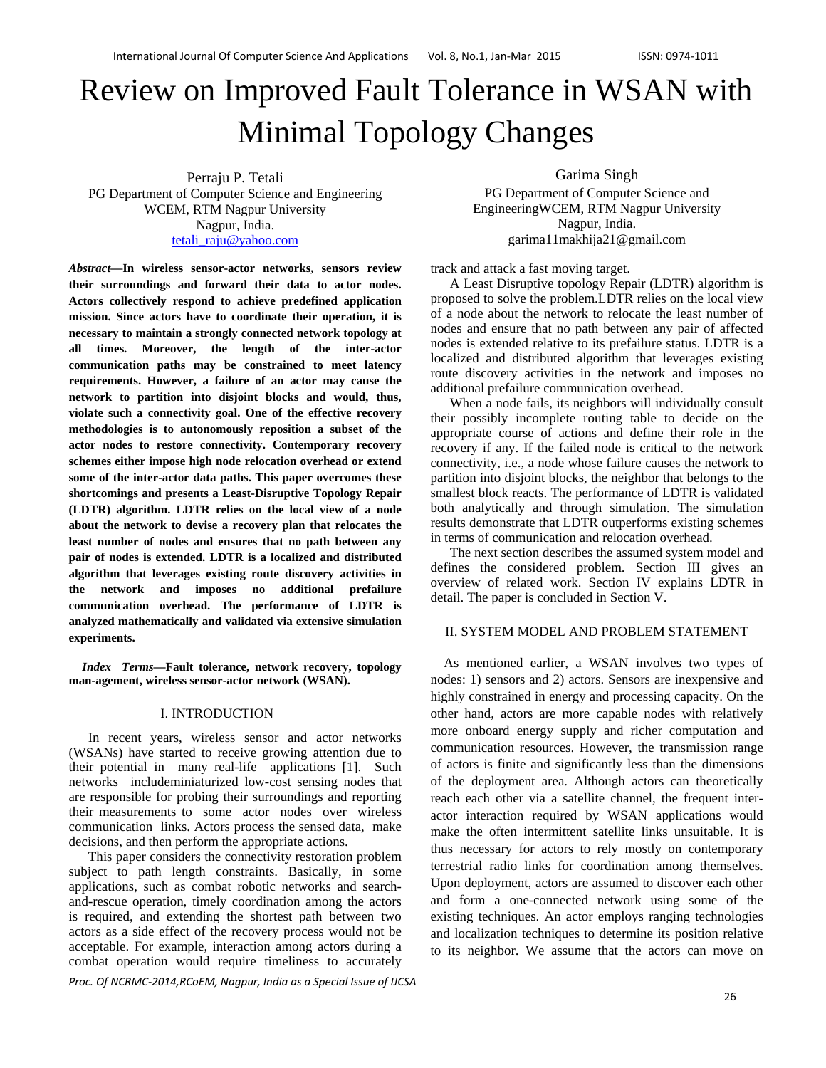# Review on Improved Fault Tolerance in WSAN with Minimal Topology Changes

Perraju P. Tetali
PG Department of Computer Science and Engineering
WCEM, RTM Nagpur University
Nagpur, India.
tetali_raju@yahoo.com

Garima Singh
PG Department of Computer Science and EngineeringWCEM, RTM Nagpur University
Nagpur, India.
garima11makhija21@gmail.com

***Abstract*—In wireless sensor-actor networks, sensors review their surroundings and forward their data to actor nodes. Actors collectively respond to achieve predefined application mission. Since actors have to coordinate their operation, it is necessary to maintain a strongly connected network topology at all times. Moreover, the length of the inter-actor communication paths may be constrained to meet latency requirements. However, a failure of an actor may cause the network to partition into disjoint blocks and would, thus, violate such a connectivity goal. One of the effective recovery methodologies is to autonomously reposition a subset of the actor nodes to restore connectivity. Contemporary recovery schemes either impose high node relocation overhead or extend some of the inter-actor data paths. This paper overcomes these shortcomings and presents a Least-Disruptive Topology Repair (LDTR) algorithm. LDTR relies on the local view of a node about the network to devise a recovery plan that relocates the least number of nodes and ensures that no path between any pair of nodes is extended. LDTR is a localized and distributed algorithm that leverages existing route discovery activities in the network and imposes no additional prefailure communication overhead. The performance of LDTR is analyzed mathematically and validated via extensive simulation experiments.**

***Index Terms*—Fault tolerance, network recovery, topology man-agement, wireless sensor-actor network (WSAN).**

## I. INTRODUCTION

In recent years, wireless sensor and actor networks (WSANs) have started to receive growing attention due to their potential in many real-life applications [1]. Such networks includeminiaturized low-cost sensing nodes that are responsible for probing their surroundings and reporting their measurements to some actor nodes over wireless communication links. Actors process the sensed data, make decisions, and then perform the appropriate actions.

This paper considers the connectivity restoration problem subject to path length constraints. Basically, in some applications, such as combat robotic networks and search-and-rescue operation, timely coordination among the actors is required, and extending the shortest path between two actors as a side effect of the recovery process would not be acceptable. For example, interaction among actors during a combat operation would require timeliness to accurately track and attack a fast moving target.

A Least Disruptive topology Repair (LDTR) algorithm is proposed to solve the problem.LDTR relies on the local view of a node about the network to relocate the least number of nodes and ensure that no path between any pair of affected nodes is extended relative to its prefailure status. LDTR is a localized and distributed algorithm that leverages existing route discovery activities in the network and imposes no additional prefailure communication overhead.

When a node fails, its neighbors will individually consult their possibly incomplete routing table to decide on the appropriate course of actions and define their role in the recovery if any. If the failed node is critical to the network connectivity, i.e., a node whose failure causes the network to partition into disjoint blocks, the neighbor that belongs to the smallest block reacts. The performance of LDTR is validated both analytically and through simulation. The simulation results demonstrate that LDTR outperforms existing schemes in terms of communication and relocation overhead.

The next section describes the assumed system model and defines the considered problem. Section III gives an overview of related work. Section IV explains LDTR in detail. The paper is concluded in Section V.

## II. SYSTEM MODEL AND PROBLEM STATEMENT

As mentioned earlier, a WSAN involves two types of nodes: 1) sensors and 2) actors. Sensors are inexpensive and highly constrained in energy and processing capacity. On the other hand, actors are more capable nodes with relatively more onboard energy supply and richer computation and communication resources. However, the transmission range of actors is finite and significantly less than the dimensions of the deployment area. Although actors can theoretically reach each other via a satellite channel, the frequent inter-actor interaction required by WSAN applications would make the often intermittent satellite links unsuitable. It is thus necessary for actors to rely mostly on contemporary terrestrial radio links for coordination among themselves. Upon deployment, actors are assumed to discover each other and form a one-connected network using some of the existing techniques. An actor employs ranging technologies and localization techniques to determine its position relative to its neighbor. We assume that the actors can move on

Proc. Of NCRMC-2014,RCoEM, Nagpur, India as a Special Issue of IJCSA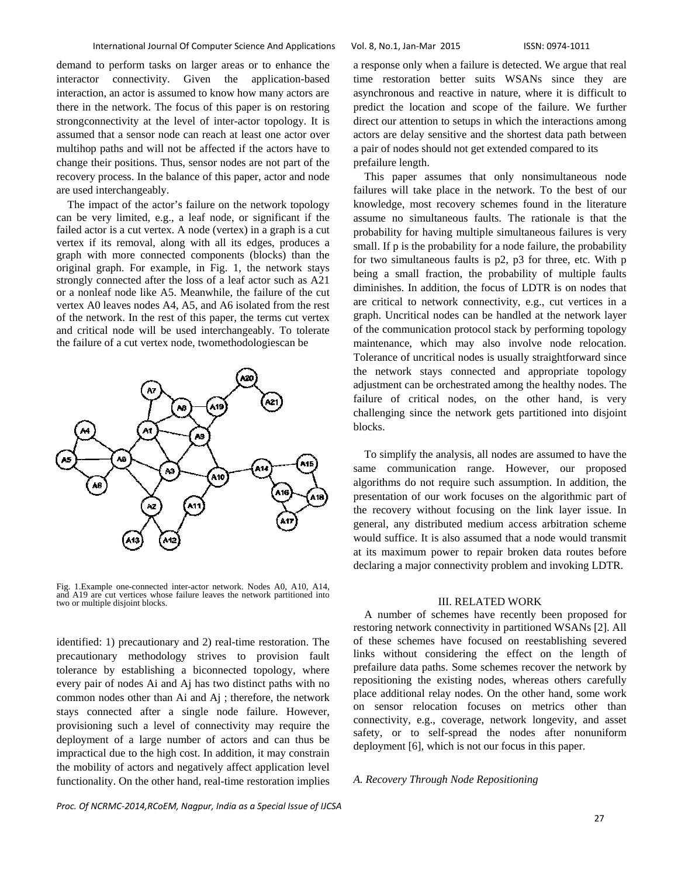demand to perform tasks on larger areas or to enhance the interactor connectivity. Given the application-based interaction, an actor is assumed to know how many actors are there in the network. The focus of this paper is on restoring strongconnectivity at the level of inter-actor topology. It is assumed that a sensor node can reach at least one actor over multihop paths and will not be affected if the actors have to change their positions. Thus, sensor nodes are not part of the recovery process. In the balance of this paper, actor and node are used interchangeably.

The impact of the actor's failure on the network topology can be very limited, e.g., a leaf node, or significant if the failed actor is a cut vertex. A node (vertex) in a graph is a cut vertex if its removal, along with all its edges, produces a graph with more connected components (blocks) than the original graph. For example, in Fig. 1, the network stays strongly connected after the loss of a leaf actor such as A21 or a nonleaf node like A5. Meanwhile, the failure of the cut vertex A0 leaves nodes A4, A5, and A6 isolated from the rest of the network. In the rest of this paper, the terms cut vertex and critical node will be used interchangeably. To tolerate the failure of a cut vertex node, twomethodologiescan be

A20
A7
A21
A8
A19
A4
A1
A9
A5
A0
A15
A14
A3
A10
A6
A16
A18
A2
A11
A17
A13
A12

Fig. 1.Example one-connected inter-actor network. Nodes A0, A10, A14, and A19 are cut vertices whose failure leaves the network partitioned into two or multiple disjoint blocks.

identified: 1) precautionary and 2) real-time restoration. The precautionary methodology strives to provision fault tolerance by establishing a biconnected topology, where every pair of nodes Ai and Aj has two distinct paths with no common nodes other than Ai and Aj ; therefore, the network stays connected after a single node failure. However, provisioning such a level of connectivity may require the deployment of a large number of actors and can thus be impractical due to the high cost. In addition, it may constrain the mobility of actors and negatively affect application level functionality. On the other hand, real-time restoration implies a response only when a failure is detected. We argue that real time restoration better suits WSANs since they are asynchronous and reactive in nature, where it is difficult to predict the location and scope of the failure. We further direct our attention to setups in which the interactions among actors are delay sensitive and the shortest data path between a pair of nodes should not get extended compared to its prefailure length.

This paper assumes that only nonsimultaneous node failures will take place in the network. To the best of our knowledge, most recovery schemes found in the literature assume no simultaneous faults. The rationale is that the probability for having multiple simultaneous failures is very small. If p is the probability for a node failure, the probability for two simultaneous faults is p2, p3 for three, etc. With p being a small fraction, the probability of multiple faults diminishes. In addition, the focus of LDTR is on nodes that are critical to network connectivity, e.g., cut vertices in a graph. Uncritical nodes can be handled at the network layer of the communication protocol stack by performing topology maintenance, which may also involve node relocation. Tolerance of uncritical nodes is usually straightforward since the network stays connected and appropriate topology adjustment can be orchestrated among the healthy nodes. The failure of critical nodes, on the other hand, is very challenging since the network gets partitioned into disjoint blocks.

To simplify the analysis, all nodes are assumed to have the same communication range. However, our proposed algorithms do not require such assumption. In addition, the presentation of our work focuses on the algorithmic part of the recovery without focusing on the link layer issue. In general, any distributed medium access arbitration scheme would suffice. It is also assumed that a node would transmit at its maximum power to repair broken data routes before declaring a major connectivity problem and invoking LDTR.

## III. RELATED WORK

A number of schemes have recently been proposed for restoring network connectivity in partitioned WSANs [2]. All of these schemes have focused on reestablishing severed links without considering the effect on the length of prefailure data paths. Some schemes recover the network by repositioning the existing nodes, whereas others carefully place additional relay nodes. On the other hand, some work on sensor relocation focuses on metrics other than connectivity, e.g., coverage, network longevity, and asset safety, or to self-spread the nodes after nonuniform deployment [6], which is not our focus in this paper.

### *A. Recovery Through Node Repositioning*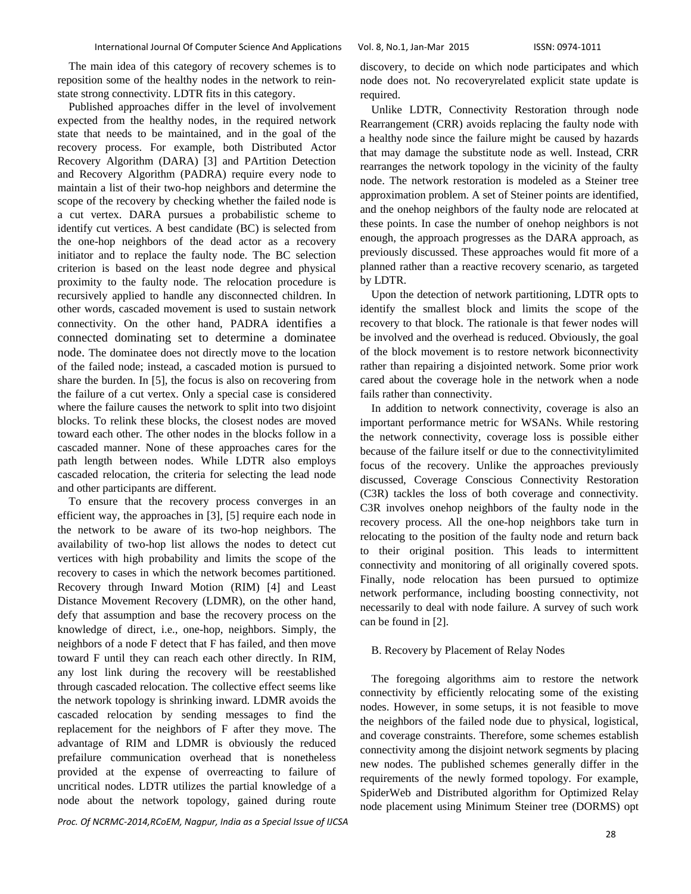The main idea of this category of recovery schemes is to reposition some of the healthy nodes in the network to reinstate strong connectivity. LDTR fits in this category.

Published approaches differ in the level of involvement expected from the healthy nodes, in the required network state that needs to be maintained, and in the goal of the recovery process. For example, both Distributed Actor Recovery Algorithm (DARA) [3] and PArtition Detection and Recovery Algorithm (PADRA) require every node to maintain a list of their two-hop neighbors and determine the scope of the recovery by checking whether the failed node is a cut vertex. DARA pursues a probabilistic scheme to identify cut vertices. A best candidate (BC) is selected from the one-hop neighbors of the dead actor as a recovery initiator and to replace the faulty node. The BC selection criterion is based on the least node degree and physical proximity to the faulty node. The relocation procedure is recursively applied to handle any disconnected children. In other words, cascaded movement is used to sustain network connectivity. On the other hand, PADRA identifies a connected dominating set to determine a dominatee node. The dominatee does not directly move to the location of the failed node; instead, a cascaded motion is pursued to share the burden. In [5], the focus is also on recovering from the failure of a cut vertex. Only a special case is considered where the failure causes the network to split into two disjoint blocks. To relink these blocks, the closest nodes are moved toward each other. The other nodes in the blocks follow in a cascaded manner. None of these approaches cares for the path length between nodes. While LDTR also employs cascaded relocation, the criteria for selecting the lead node and other participants are different.

To ensure that the recovery process converges in an efficient way, the approaches in [3], [5] require each node in the network to be aware of its two-hop neighbors. The availability of two-hop list allows the nodes to detect cut vertices with high probability and limits the scope of the recovery to cases in which the network becomes partitioned. Recovery through Inward Motion (RIM) [4] and Least Distance Movement Recovery (LDMR), on the other hand, defy that assumption and base the recovery process on the knowledge of direct, i.e., one-hop, neighbors. Simply, the neighbors of a node F detect that F has failed, and then move toward F until they can reach each other directly. In RIM, any lost link during the recovery will be reestablished through cascaded relocation. The collective effect seems like the network topology is shrinking inward. LDMR avoids the cascaded relocation by sending messages to find the replacement for the neighbors of F after they move. The advantage of RIM and LDMR is obviously the reduced prefailure communication overhead that is nonetheless provided at the expense of overreacting to failure of uncritical nodes. LDTR utilizes the partial knowledge of a node about the network topology, gained during route discovery, to decide on which node participates and which node does not. No recoveryrelated explicit state update is required.

Unlike LDTR, Connectivity Restoration through node Rearrangement (CRR) avoids replacing the faulty node with a healthy node since the failure might be caused by hazards that may damage the substitute node as well. Instead, CRR rearranges the network topology in the vicinity of the faulty node. The network restoration is modeled as a Steiner tree approximation problem. A set of Steiner points are identified, and the onehop neighbors of the faulty node are relocated at these points. In case the number of onehop neighbors is not enough, the approach progresses as the DARA approach, as previously discussed. These approaches would fit more of a planned rather than a reactive recovery scenario, as targeted by LDTR.

Upon the detection of network partitioning, LDTR opts to identify the smallest block and limits the scope of the recovery to that block. The rationale is that fewer nodes will be involved and the overhead is reduced. Obviously, the goal of the block movement is to restore network biconnectivity rather than repairing a disjointed network. Some prior work cared about the coverage hole in the network when a node fails rather than connectivity.

In addition to network connectivity, coverage is also an important performance metric for WSANs. While restoring the network connectivity, coverage loss is possible either because of the failure itself or due to the connectivitylimited focus of the recovery. Unlike the approaches previously discussed, Coverage Conscious Connectivity Restoration (C3R) tackles the loss of both coverage and connectivity. C3R involves onehop neighbors of the faulty node in the recovery process. All the one-hop neighbors take turn in relocating to the position of the faulty node and return back to their original position. This leads to intermittent connectivity and monitoring of all originally covered spots. Finally, node relocation has been pursued to optimize network performance, including boosting connectivity, not necessarily to deal with node failure. A survey of such work can be found in [2].

B. Recovery by Placement of Relay Nodes

The foregoing algorithms aim to restore the network connectivity by efficiently relocating some of the existing nodes. However, in some setups, it is not feasible to move the neighbors of the failed node due to physical, logistical, and coverage constraints. Therefore, some schemes establish connectivity among the disjoint network segments by placing new nodes. The published schemes generally differ in the requirements of the newly formed topology. For example, SpiderWeb and Distributed algorithm for Optimized Relay node placement using Minimum Steiner tree (DORMS) opt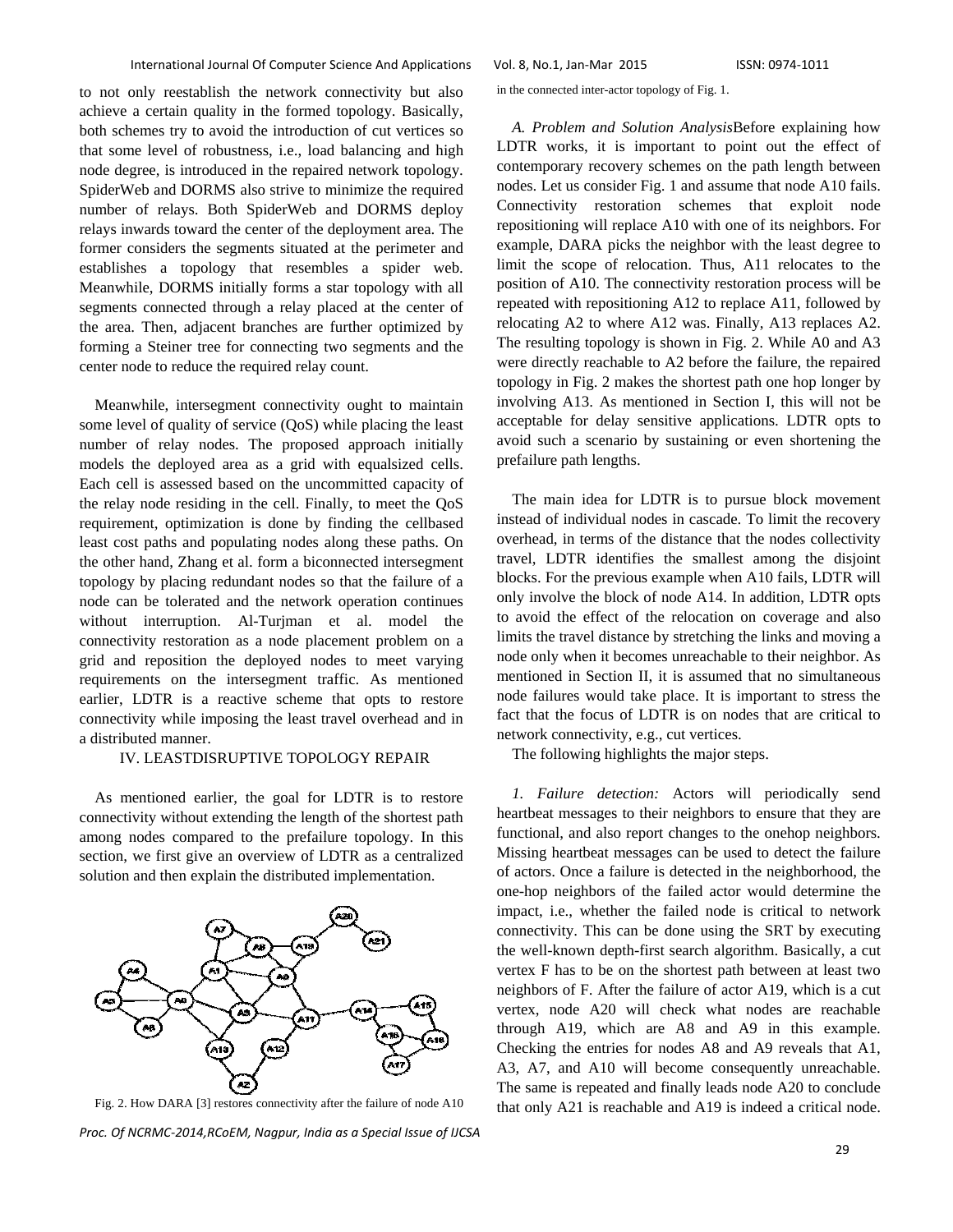to not only reestablish the network connectivity but also achieve a certain quality in the formed topology. Basically, both schemes try to avoid the introduction of cut vertices so that some level of robustness, i.e., load balancing and high node degree, is introduced in the repaired network topology. SpiderWeb and DORMS also strive to minimize the required number of relays. Both SpiderWeb and DORMS deploy relays inwards toward the center of the deployment area. The former considers the segments situated at the perimeter and establishes a topology that resembles a spider web. Meanwhile, DORMS initially forms a star topology with all segments connected through a relay placed at the center of the area. Then, adjacent branches are further optimized by forming a Steiner tree for connecting two segments and the center node to reduce the required relay count.

Meanwhile, intersegment connectivity ought to maintain some level of quality of service (QoS) while placing the least number of relay nodes. The proposed approach initially models the deployed area as a grid with equalsized cells. Each cell is assessed based on the uncommitted capacity of the relay node residing in the cell. Finally, to meet the QoS requirement, optimization is done by finding the cellbased least cost paths and populating nodes along these paths. On the other hand, Zhang et al. form a biconnected intersegment topology by placing redundant nodes so that the failure of a node can be tolerated and the network operation continues without interruption. Al-Turjman et al. model the connectivity restoration as a node placement problem on a grid and reposition the deployed nodes to meet varying requirements on the intersegment traffic. As mentioned earlier, LDTR is a reactive scheme that opts to restore connectivity while imposing the least travel overhead and in a distributed manner.

## IV. LEASTDISRUPTIVE TOPOLOGY REPAIR

As mentioned earlier, the goal for LDTR is to restore connectivity without extending the length of the shortest path among nodes compared to the prefailure topology. In this section, we first give an overview of LDTR as a centralized solution and then explain the distributed implementation.

Fig. 2. How DARA [3] restores connectivity after the failure of node A10

in the connected inter-actor topology of Fig. 1.

### *A. Problem and Solution Analysis*

Before explaining how LDTR works, it is important to point out the effect of contemporary recovery schemes on the path length between nodes. Let us consider Fig. 1 and assume that node A10 fails. Connectivity restoration schemes that exploit node repositioning will replace A10 with one of its neighbors. For example, DARA picks the neighbor with the least degree to limit the scope of relocation. Thus, A11 relocates to the position of A10. The connectivity restoration process will be repeated with repositioning A12 to replace A11, followed by relocating A2 to where A12 was. Finally, A13 replaces A2. The resulting topology is shown in Fig. 2. While A0 and A3 were directly reachable to A2 before the failure, the repaired topology in Fig. 2 makes the shortest path one hop longer by involving A13. As mentioned in Section I, this will not be acceptable for delay sensitive applications. LDTR opts to avoid such a scenario by sustaining or even shortening the prefailure path lengths.

The main idea for LDTR is to pursue block movement instead of individual nodes in cascade. To limit the recovery overhead, in terms of the distance that the nodes collectivity travel, LDTR identifies the smallest among the disjoint blocks. For the previous example when A10 fails, LDTR will only involve the block of node A14. In addition, LDTR opts to avoid the effect of the relocation on coverage and also limits the travel distance by stretching the links and moving a node only when it becomes unreachable to their neighbor. As mentioned in Section II, it is assumed that no simultaneous node failures would take place. It is important to stress the fact that the focus of LDTR is on nodes that are critical to network connectivity, e.g., cut vertices.

The following highlights the major steps.

*1. Failure detection:* Actors will periodically send heartbeat messages to their neighbors to ensure that they are functional, and also report changes to the onehop neighbors. Missing heartbeat messages can be used to detect the failure of actors. Once a failure is detected in the neighborhood, the one-hop neighbors of the failed actor would determine the impact, i.e., whether the failed node is critical to network connectivity. This can be done using the SRT by executing the well-known depth-first search algorithm. Basically, a cut vertex F has to be on the shortest path between at least two neighbors of F. After the failure of actor A19, which is a cut vertex, node A20 will check what nodes are reachable through A19, which are A8 and A9 in this example. Checking the entries for nodes A8 and A9 reveals that A1, A3, A7, and A10 will become consequently unreachable. The same is repeated and finally leads node A20 to conclude that only A21 is reachable and A19 is indeed a critical node.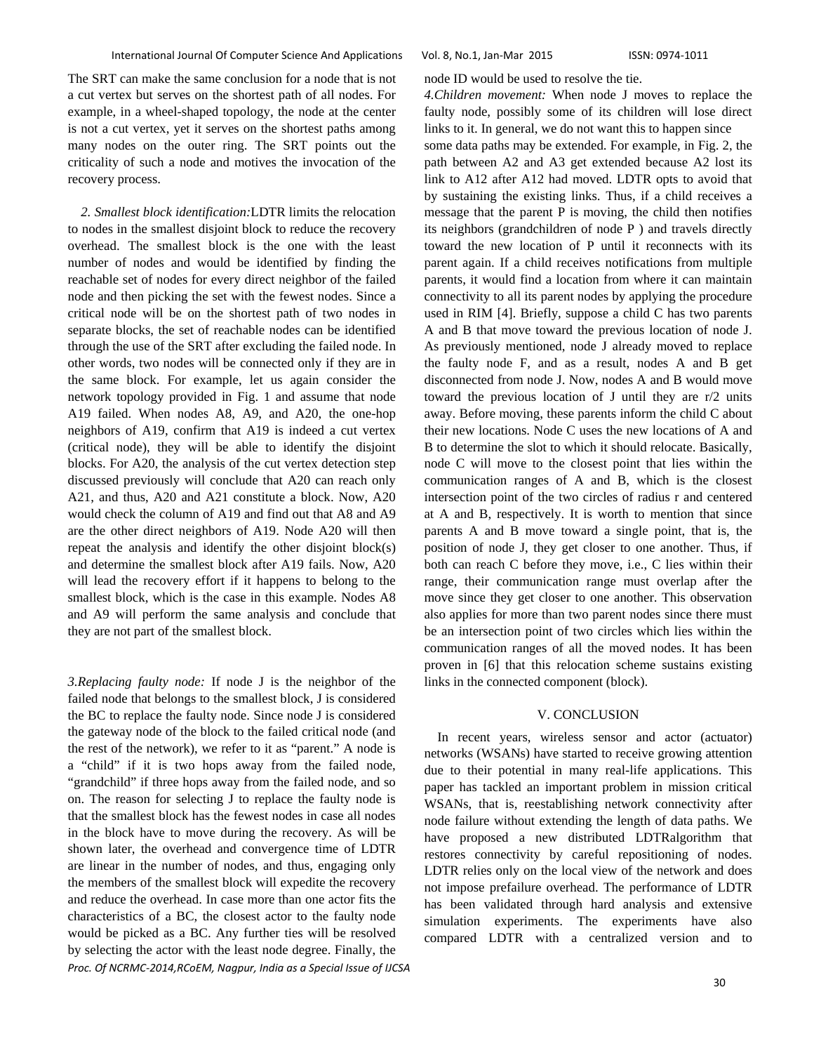The SRT can make the same conclusion for a node that is not a cut vertex but serves on the shortest path of all nodes. For example, in a wheel-shaped topology, the node at the center is not a cut vertex, yet it serves on the shortest paths among many nodes on the outer ring. The SRT points out the criticality of such a node and motives the invocation of the recovery process.

*2. Smallest block identification:*LDTR limits the relocation to nodes in the smallest disjoint block to reduce the recovery overhead. The smallest block is the one with the least number of nodes and would be identified by finding the reachable set of nodes for every direct neighbor of the failed node and then picking the set with the fewest nodes. Since a critical node will be on the shortest path of two nodes in separate blocks, the set of reachable nodes can be identified through the use of the SRT after excluding the failed node. In other words, two nodes will be connected only if they are in the same block. For example, let us again consider the network topology provided in Fig. 1 and assume that node A19 failed. When nodes A8, A9, and A20, the one-hop neighbors of A19, confirm that A19 is indeed a cut vertex (critical node), they will be able to identify the disjoint blocks. For A20, the analysis of the cut vertex detection step discussed previously will conclude that A20 can reach only A21, and thus, A20 and A21 constitute a block. Now, A20 would check the column of A19 and find out that A8 and A9 are the other direct neighbors of A19. Node A20 will then repeat the analysis and identify the other disjoint block(s) and determine the smallest block after A19 fails. Now, A20 will lead the recovery effort if it happens to belong to the smallest block, which is the case in this example. Nodes A8 and A9 will perform the same analysis and conclude that they are not part of the smallest block.

*3.Replacing faulty node:* If node J is the neighbor of the failed node that belongs to the smallest block, J is considered the BC to replace the faulty node. Since node J is considered the gateway node of the block to the failed critical node (and the rest of the network), we refer to it as "parent." A node is a "child" if it is two hops away from the failed node, "grandchild" if three hops away from the failed node, and so on. The reason for selecting J to replace the faulty node is that the smallest block has the fewest nodes in case all nodes in the block have to move during the recovery. As will be shown later, the overhead and convergence time of LDTR are linear in the number of nodes, and thus, engaging only the members of the smallest block will expedite the recovery and reduce the overhead. In case more than one actor fits the characteristics of a BC, the closest actor to the faulty node would be picked as a BC. Any further ties will be resolved by selecting the actor with the least node degree. Finally, the node ID would be used to resolve the tie.

*4.Children movement:* When node J moves to replace the faulty node, possibly some of its children will lose direct links to it. In general, we do not want this to happen since some data paths may be extended. For example, in Fig. 2, the path between A2 and A3 get extended because A2 lost its link to A12 after A12 had moved. LDTR opts to avoid that by sustaining the existing links. Thus, if a child receives a message that the parent P is moving, the child then notifies its neighbors (grandchildren of node P ) and travels directly toward the new location of P until it reconnects with its parent again. If a child receives notifications from multiple parents, it would find a location from where it can maintain connectivity to all its parent nodes by applying the procedure used in RIM [4]. Briefly, suppose a child C has two parents A and B that move toward the previous location of node J. As previously mentioned, node J already moved to replace the faulty node F, and as a result, nodes A and B get disconnected from node J. Now, nodes A and B would move toward the previous location of J until they are r/2 units away. Before moving, these parents inform the child C about their new locations. Node C uses the new locations of A and B to determine the slot to which it should relocate. Basically, node C will move to the closest point that lies within the communication ranges of A and B, which is the closest intersection point of the two circles of radius r and centered at A and B, respectively. It is worth to mention that since parents A and B move toward a single point, that is, the position of node J, they get closer to one another. Thus, if both can reach C before they move, i.e., C lies within their range, their communication range must overlap after the move since they get closer to one another. This observation also applies for more than two parent nodes since there must be an intersection point of two circles which lies within the communication ranges of all the moved nodes. It has been proven in [6] that this relocation scheme sustains existing links in the connected component (block).

## V. CONCLUSION

In recent years, wireless sensor and actor (actuator) networks (WSANs) have started to receive growing attention due to their potential in many real-life applications. This paper has tackled an important problem in mission critical WSANs, that is, reestablishing network connectivity after node failure without extending the length of data paths. We have proposed a new distributed LDTRalgorithm that restores connectivity by careful repositioning of nodes. LDTR relies only on the local view of the network and does not impose prefailure overhead. The performance of LDTR has been validated through hard analysis and extensive simulation experiments. The experiments have also compared LDTR with a centralized version and to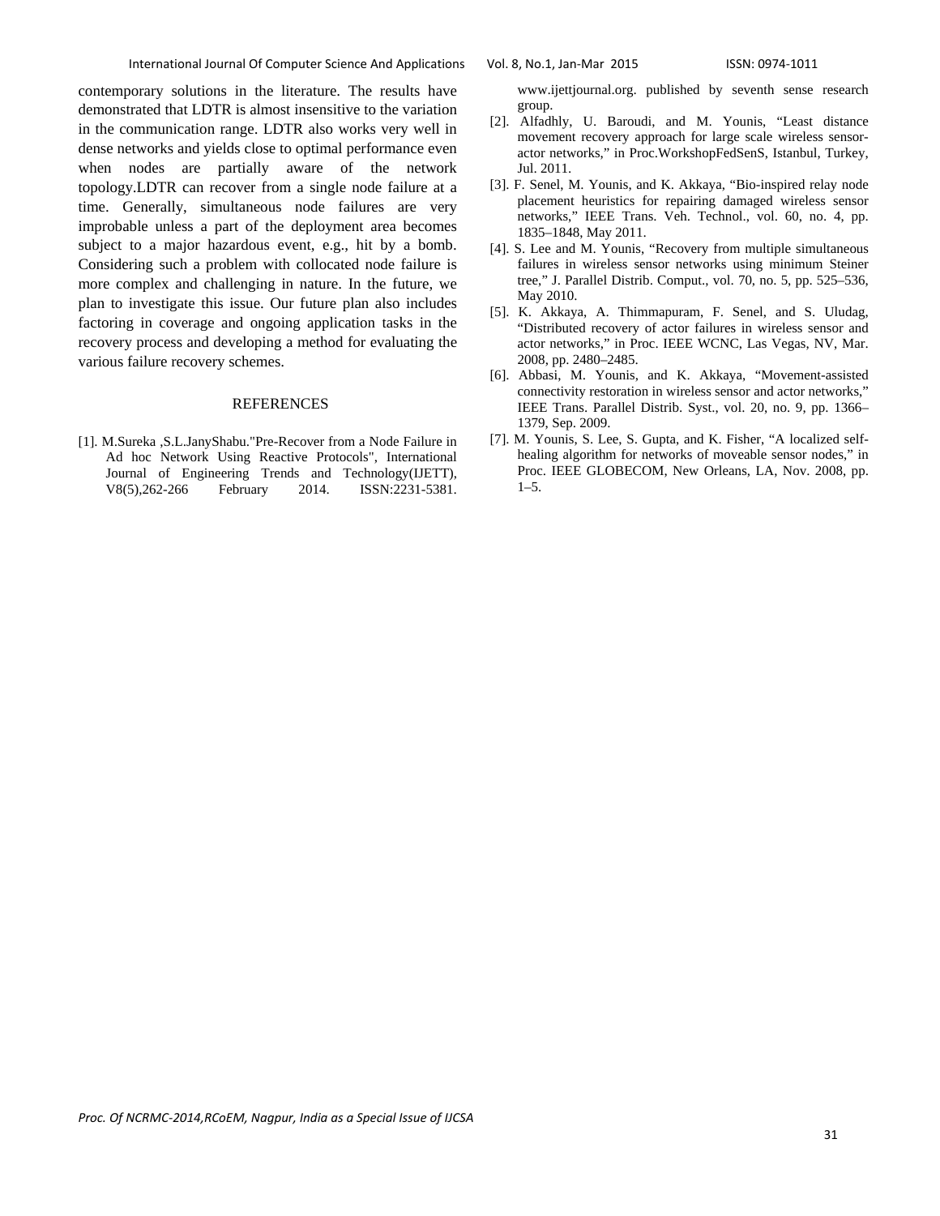contemporary solutions in the literature. The results have demonstrated that LDTR is almost insensitive to the variation in the communication range. LDTR also works very well in dense networks and yields close to optimal performance even when nodes are partially aware of the network topology.LDTR can recover from a single node failure at a time. Generally, simultaneous node failures are very improbable unless a part of the deployment area becomes subject to a major hazardous event, e.g., hit by a bomb. Considering such a problem with collocated node failure is more complex and challenging in nature. In the future, we plan to investigate this issue. Our future plan also includes factoring in coverage and ongoing application tasks in the recovery process and developing a method for evaluating the various failure recovery schemes.

## REFERENCES

[1]. M.Sureka ,S.L.JanyShabu."Pre-Recover from a Node Failure in Ad hoc Network Using Reactive Protocols", International Journal of Engineering Trends and Technology(IJETT), V8(5),262-266 February 2014. ISSN:2231-5381. www.ijettjournal.org. published by seventh sense research group.

[2]. Alfadhly, U. Baroudi, and M. Younis, "Least distance movement recovery approach for large scale wireless sensor-actor networks," in Proc.WorkshopFedSenS, Istanbul, Turkey, Jul. 2011.

[3]. F. Senel, M. Younis, and K. Akkaya, "Bio-inspired relay node placement heuristics for repairing damaged wireless sensor networks," IEEE Trans. Veh. Technol., vol. 60, no. 4, pp. 1835–1848, May 2011.

[4]. S. Lee and M. Younis, "Recovery from multiple simultaneous failures in wireless sensor networks using minimum Steiner tree," J. Parallel Distrib. Comput., vol. 70, no. 5, pp. 525–536, May 2010.

[5]. K. Akkaya, A. Thimmapuram, F. Senel, and S. Uludag, "Distributed recovery of actor failures in wireless sensor and actor networks," in Proc. IEEE WCNC, Las Vegas, NV, Mar. 2008, pp. 2480–2485.

[6]. Abbasi, M. Younis, and K. Akkaya, "Movement-assisted connectivity restoration in wireless sensor and actor networks," IEEE Trans. Parallel Distrib. Syst., vol. 20, no. 9, pp. 1366–1379, Sep. 2009.

[7]. M. Younis, S. Lee, S. Gupta, and K. Fisher, "A localized self-healing algorithm for networks of moveable sensor nodes," in Proc. IEEE GLOBECOM, New Orleans, LA, Nov. 2008, pp. 1–5.